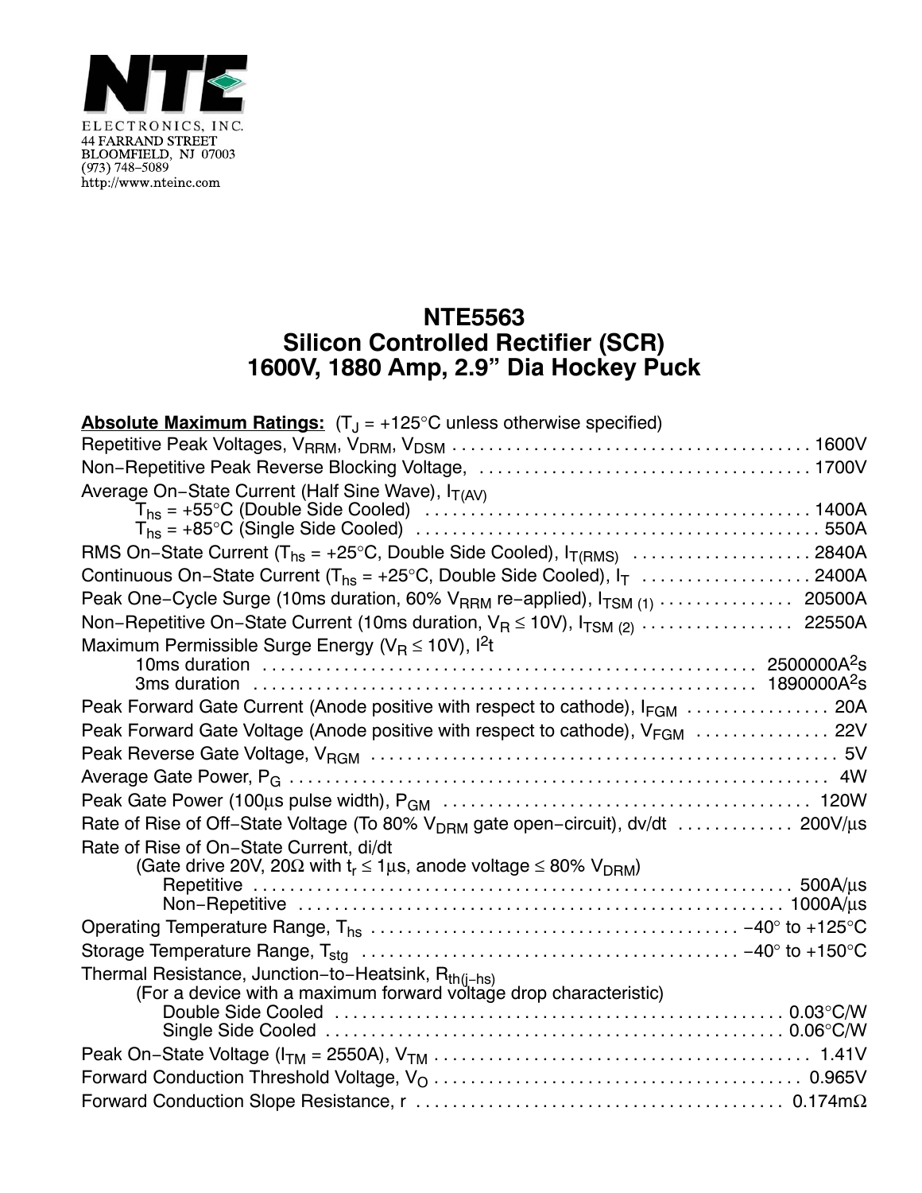NTE ELECTRONICS, INC.
44 FARRAND STREET
BLOOMFIELD, NJ 07003
(973) 748–5089
http://www.nteinc.com

# NTE5563
## Silicon Controlled Rectifier (SCR)
## 1600V, 1880 Amp, 2.9" Dia Hockey Puck

**Absolute Maximum Ratings:** ($T_J$ = +125°C unless otherwise specified)

| Parameter | Value |
|---|---|
| Repetitive Peak Voltages, $V_{RRM}$, $V_{DRM}$, $V_{DSM}$ | 1600V |
| Non–Repetitive Peak Reverse Blocking Voltage, | 1700V |
| Average On–State Current (Half Sine Wave), $I_{T(AV)}$ | |
| $T_{hs}$ = +55°C (Double Side Cooled) | 1400A |
| $T_{hs}$ = +85°C (Single Side Cooled) | 550A |
| RMS On–State Current ($T_{hs}$ = +25°C, Double Side Cooled), $I_{T(RMS)}$ | 2840A |
| Continuous On–State Current ($T_{hs}$ = +25°C, Double Side Cooled), $I_T$ | 2400A |
| Peak One–Cycle Surge (10ms duration, 60% $V_{RRM}$ re–applied), $I_{TSM\ (1)}$ | 20500A |
| Non–Repetitive On–State Current (10ms duration, $V_R \leq$ 10V), $I_{TSM\ (2)}$ | 22550A |
| Maximum Permissible Surge Energy ($V_R \leq$ 10V), $I^2t$ | |
| 10ms duration | 2500000A²s |
| 3ms duration | 1890000A²s |
| Peak Forward Gate Current (Anode positive with respect to cathode), $I_{FGM}$ | 20A |
| Peak Forward Gate Voltage (Anode positive with respect to cathode), $V_{FGM}$ | 22V |
| Peak Reverse Gate Voltage, $V_{RGM}$ | 5V |
| Average Gate Power, $P_G$ | 4W |
| Peak Gate Power (100µs pulse width), $P_{GM}$ | 120W |
| Rate of Rise of Off–State Voltage (To 80% $V_{DRM}$ gate open–circuit), dv/dt | 200V/µs |
| Rate of Rise of On–State Current, di/dt (Gate drive 20V, 20Ω with $t_r \leq$ 1µs, anode voltage ≤ 80% $V_{DRM}$) | |
| Repetitive | 500A/µs |
| Non–Repetitive | 1000A/µs |
| Operating Temperature Range, $T_{hs}$ | −40° to +125°C |
| Storage Temperature Range, $T_{stg}$ | −40° to +150°C |
| Thermal Resistance, Junction–to–Heatsink, $R_{th(j-hs)}$ (For a device with a maximum forward voltage drop characteristic) | |
| Double Side Cooled | 0.03°C/W |
| Single Side Cooled | 0.06°C/W |
| Peak On–State Voltage ($I_{TM}$ = 2550A), $V_{TM}$ | 1.41V |
| Forward Conduction Threshold Voltage, $V_O$ | 0.965V |
| Forward Conduction Slope Resistance, r | 0.174mΩ |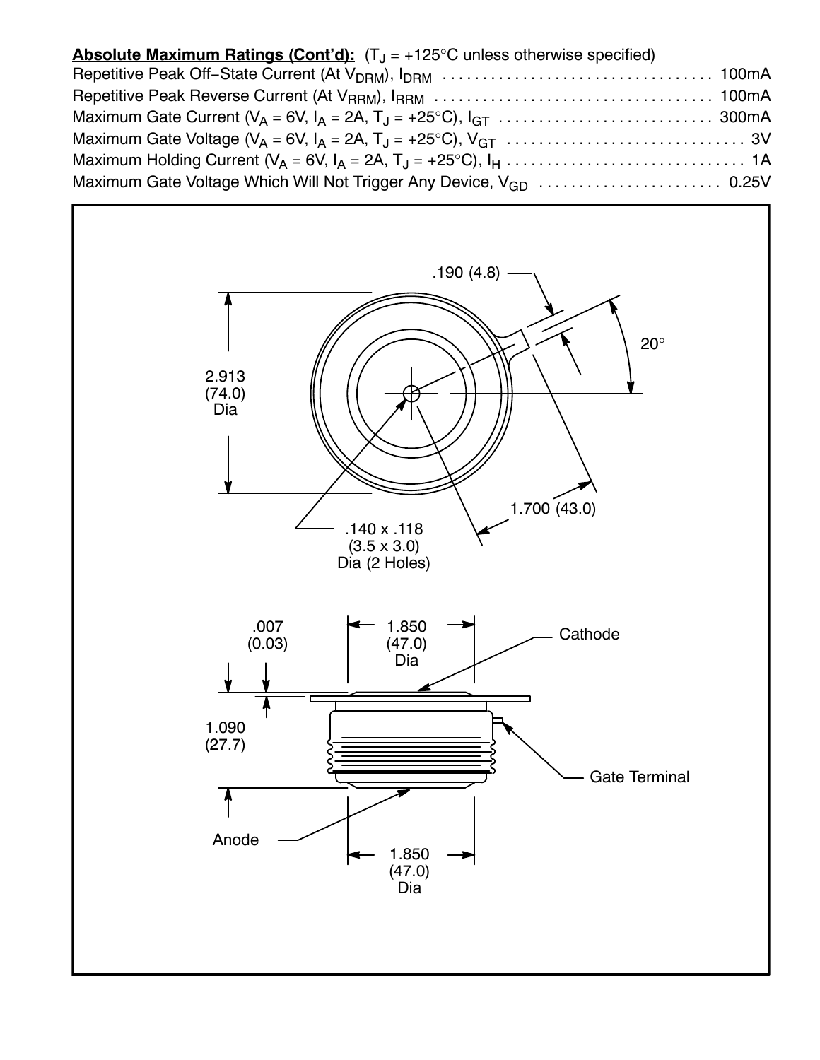**Absolute Maximum Ratings (Cont'd):** ($T_J$ = +125°C unless otherwise specified)

Repetitive Peak Off–State Current (At $V_{DRM}$), $I_{DRM}$ . . . . . . . . . . 100mA

Repetitive Peak Reverse Current (At $V_{RRM}$), $I_{RRM}$ . . . . . . . . . . 100mA

Maximum Gate Current ($V_A$ = 6V, $I_A$ = 2A, $T_J$ = +25°C), $I_{GT}$ . . . . . . . . . . 300mA

Maximum Gate Voltage ($V_A$ = 6V, $I_A$ = 2A, $T_J$ = +25°C), $V_{GT}$ . . . . . . . . . . 3V

Maximum Holding Current ($V_A$ = 6V, $I_A$ = 2A, $T_J$ = +25°C), $I_H$ . . . . . . . . . . 1A

Maximum Gate Voltage Which Will Not Trigger Any Device, $V_{GD}$ . . . . . . . . . . 0.25V

.190 (4.8)

20°

2.913
(74.0)
Dia

1.700 (43.0)

.140 x .118
(3.5 x 3.0)
Dia (2 Holes)

.007
(0.03)

1.850
(47.0)
Dia

Cathode

1.090
(27.7)

Gate Terminal

Anode

1.850
(47.0)
Dia